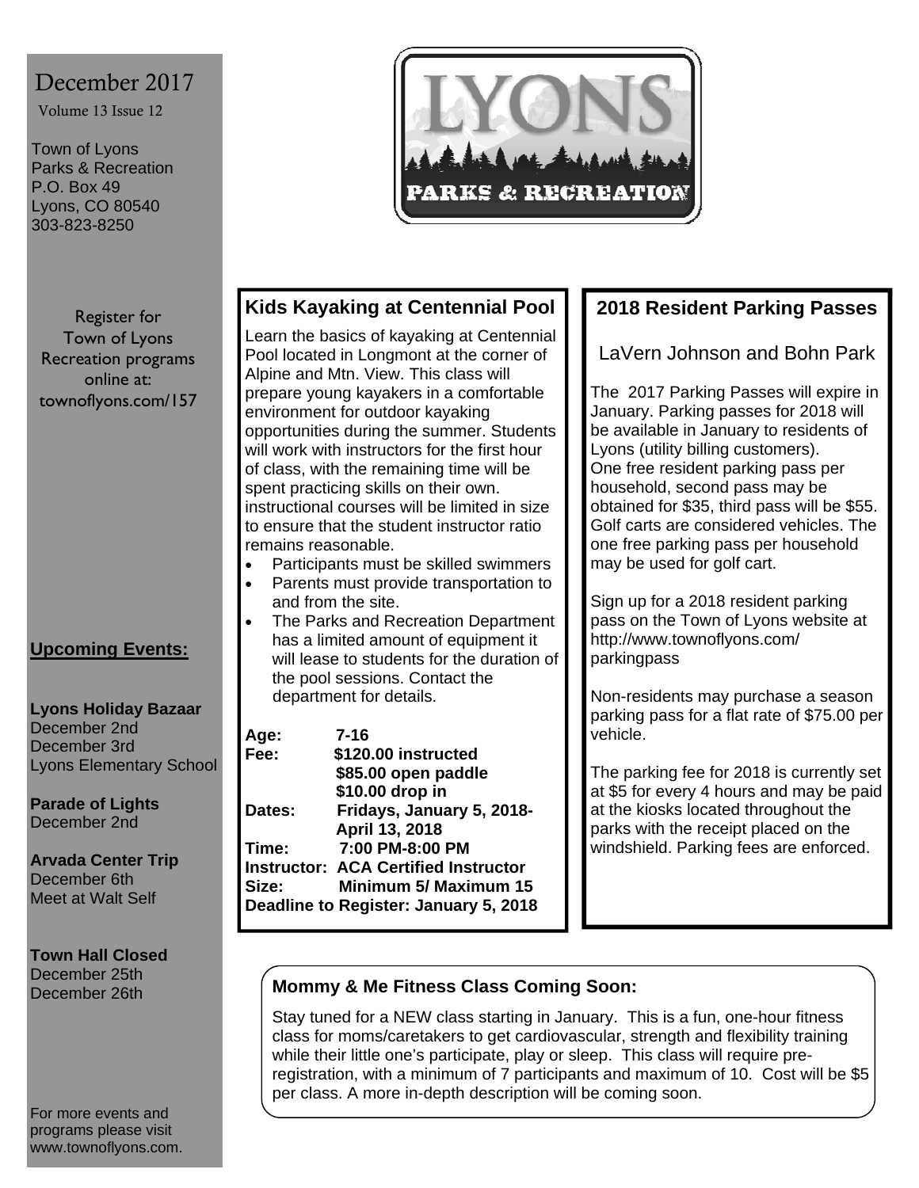December 2017

Volume 13 Issue 12

Town of Lyons
Parks & Recreation
P.O. Box 49
Lyons, CO 80540
303-823-8250

Register for Town of Lyons Recreation programs online at: townoflyons.com/157

**Upcoming Events:**

**Lyons Holiday Bazaar**
December 2nd
December 3rd
Lyons Elementary School

**Parade of Lights**
December 2nd

**Arvada Center Trip**
December 6th
Meet at Walt Self

**Town Hall Closed**
December 25th
December 26th

For more events and programs please visit www.townoflyons.com.

# LYONS PARKS & RECREATION

## Kids Kayaking at Centennial Pool

Learn the basics of kayaking at Centennial Pool located in Longmont at the corner of Alpine and Mtn. View. This class will prepare young kayakers in a comfortable environment for outdoor kayaking opportunities during the summer. Students will work with instructors for the first hour of class, with the remaining time will be spent practicing skills on their own. instructional courses will be limited in size to ensure that the student instructor ratio remains reasonable.

- Participants must be skilled swimmers
- Parents must provide transportation to and from the site.
- The Parks and Recreation Department has a limited amount of equipment it will lease to students for the duration of the pool sessions. Contact the department for details.

**Age:** 7-16
**Fee:** $120.00 instructed
$85.00 open paddle
$10.00 drop in
**Dates:** Fridays, January 5, 2018- April 13, 2018
**Time:** 7:00 PM-8:00 PM
**Instructor:** ACA Certified Instructor
**Size:** Minimum 5/ Maximum 15
**Deadline to Register: January 5, 2018**

## 2018 Resident Parking Passes

LaVern Johnson and Bohn Park

The 2017 Parking Passes will expire in January. Parking passes for 2018 will be available in January to residents of Lyons (utility billing customers). One free resident parking pass per household, second pass may be obtained for $35, third pass will be $55. Golf carts are considered vehicles. The one free parking pass per household may be used for golf cart.

Sign up for a 2018 resident parking pass on the Town of Lyons website at http://www.townoflyons.com/parkingpass

Non-residents may purchase a season parking pass for a flat rate of $75.00 per vehicle.

The parking fee for 2018 is currently set at $5 for every 4 hours and may be paid at the kiosks located throughout the parks with the receipt placed on the windshield. Parking fees are enforced.

## Mommy & Me Fitness Class Coming Soon:

Stay tuned for a NEW class starting in January. This is a fun, one-hour fitness class for moms/caretakers to get cardiovascular, strength and flexibility training while their little one's participate, play or sleep. This class will require pre-registration, with a minimum of 7 participants and maximum of 10. Cost will be $5 per class. A more in-depth description will be coming soon.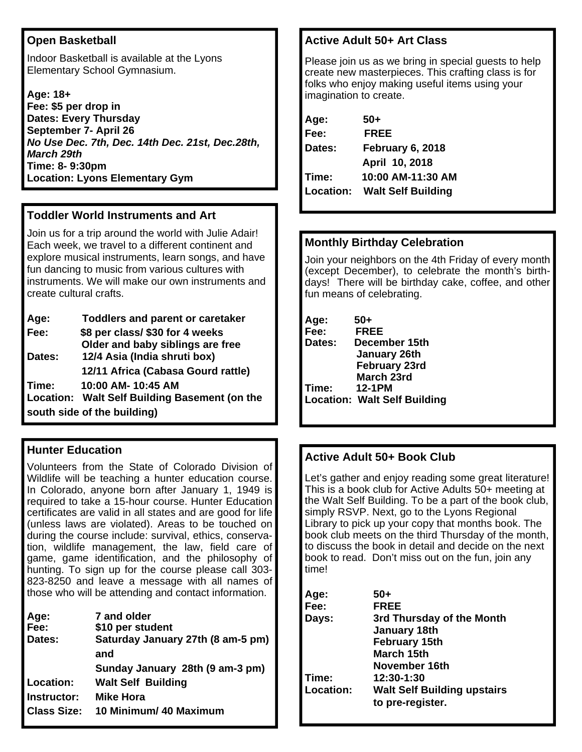## Open Basketball

Indoor Basketball is available at the Lyons Elementary School Gymnasium.

**Age: 18+**
**Fee: $5 per drop in**
**Dates: Every Thursday**
**September 7- April 26**
***No Use Dec. 7th, Dec. 14th Dec. 21st, Dec.28th, March 29th***
**Time: 8- 9:30pm**
**Location: Lyons Elementary Gym**

## Toddler World Instruments and Art

Join us for a trip around the world with Julie Adair! Each week, we travel to a different continent and explore musical instruments, learn songs, and have fun dancing to music from various cultures with instruments. We will make our own instruments and create cultural crafts.

**Age:** **Toddlers and parent or caretaker**
**Fee:** **$8 per class/ $30 for 4 weeks**
**Older and baby siblings are free**
**Dates:** **12/4 Asia (India shruti box)**
**12/11 Africa (Cabasa Gourd rattle)**
**Time:** **10:00 AM- 10:45 AM**
**Location:** **Walt Self Building Basement (on the south side of the building)**

## Hunter Education

Volunteers from the State of Colorado Division of Wildlife will be teaching a hunter education course. In Colorado, anyone born after January 1, 1949 is required to take a 15-hour course. Hunter Education certificates are valid in all states and are good for life (unless laws are violated). Areas to be touched on during the course include: survival, ethics, conservation, wildlife management, the law, field care of game, game identification, and the philosophy of hunting. To sign up for the course please call 303-823-8250 and leave a message with all names of those who will be attending and contact information.

**Age:** **7 and older**
**Fee:** **$10 per student**
**Dates:** **Saturday January 27th (8 am-5 pm)**
**and**
**Sunday January 28th (9 am-3 pm)**
**Location:** **Walt Self Building**
**Instructor:** **Mike Hora**
**Class Size:** **10 Minimum/ 40 Maximum**

## Active Adult 50+ Art Class

Please join us as we bring in special guests to help create new masterpieces. This crafting class is for folks who enjoy making useful items using your imagination to create.

**Age:** **50+**
**Fee:** **FREE**
**Dates:** **February 6, 2018**
**April 10, 2018**
**Time:** **10:00 AM-11:30 AM**
**Location:** **Walt Self Building**

## Monthly Birthday Celebration

Join your neighbors on the 4th Friday of every month (except December), to celebrate the month's birthdays! There will be birthday cake, coffee, and other fun means of celebrating.

**Age:** **50+**
**Fee:** **FREE**
**Dates:** **December 15th**
**January 26th**
**February 23rd**
**March 23rd**
**Time:** **12-1PM**
**Location:** **Walt Self Building**

## Active Adult 50+ Book Club

Let's gather and enjoy reading some great literature! This is a book club for Active Adults 50+ meeting at the Walt Self Building. To be a part of the book club, simply RSVP. Next, go to the Lyons Regional Library to pick up your copy that months book. The book club meets on the third Thursday of the month, to discuss the book in detail and decide on the next book to read. Don't miss out on the fun, join any time!

**Age:** **50+**
**Fee:** **FREE**
**Days:** **3rd Thursday of the Month**
**January 18th**
**February 15th**
**March 15th**
**November 16th**
**Time:** **12:30-1:30**
**Location:** **Walt Self Building upstairs to pre-register.**